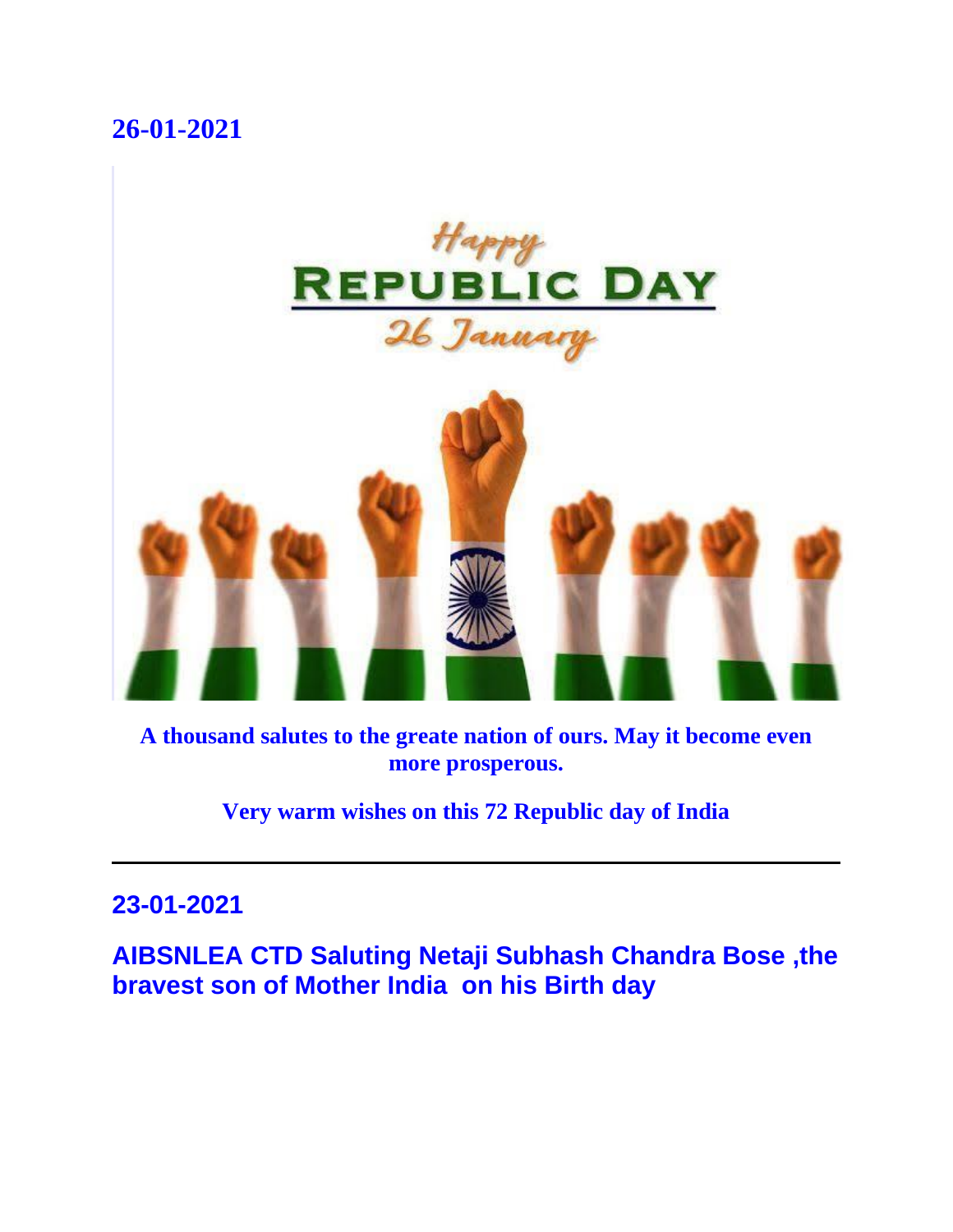## 26-01-2021

**A thousand salutes to the greate nation of ours. May it become even more prosperous.**

**Very warm wishes on this 72 Republic day of India**

---

## 23-01-2021

## AIBSNLEA CTD Saluting Netaji Subhash Chandra Bose ,the bravest son of Mother India on his Birth day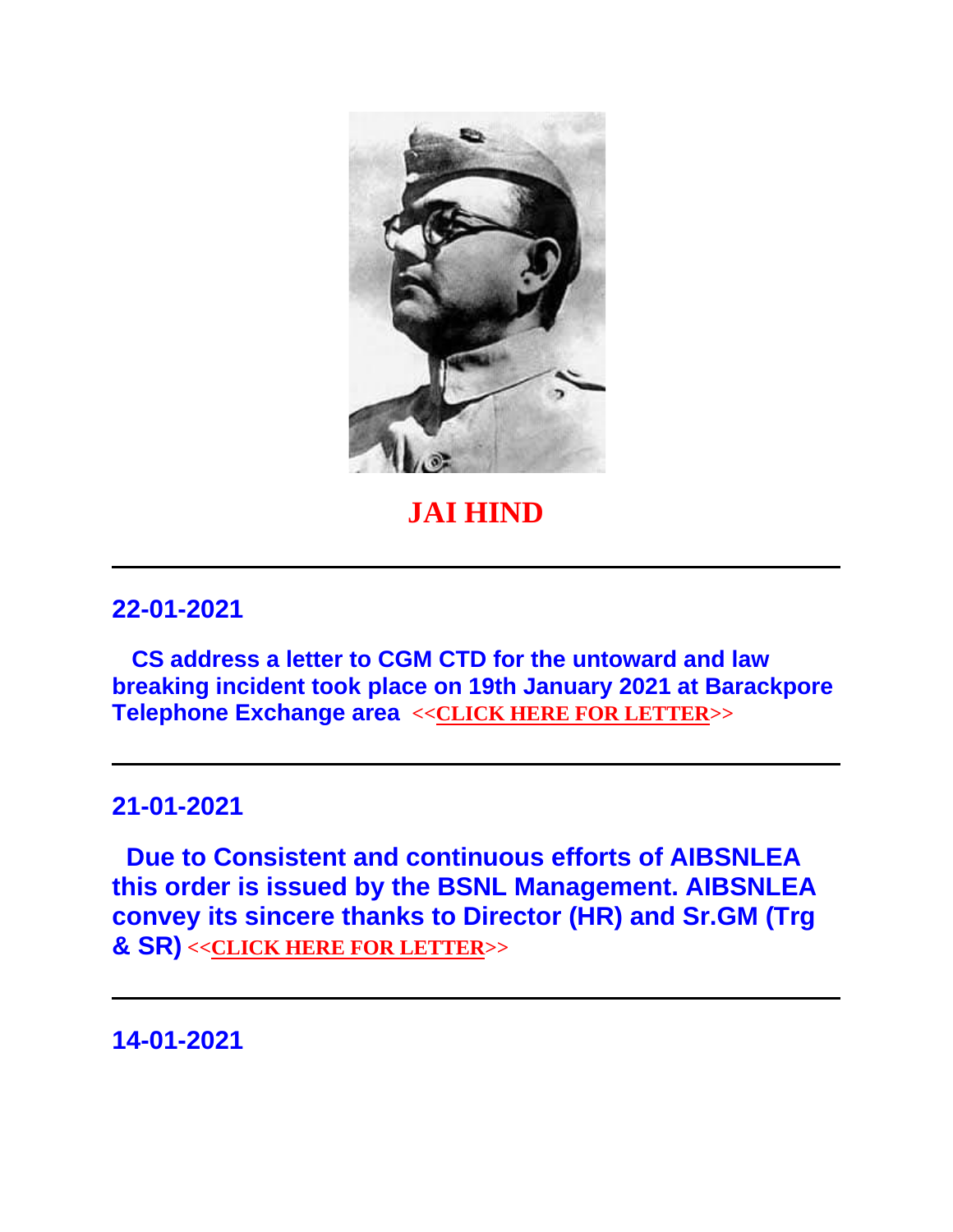**JAI HIND**

---

## 22-01-2021

**CS address a letter to CGM CTD for the untoward and law breaking incident took place on 19th January 2021 at Barackpore Telephone Exchange area** <<CLICK HERE FOR LETTER>>

---

## 21-01-2021

**Due to Consistent and continuous efforts of AIBSNLEA this order is issued by the BSNL Management. AIBSNLEA convey its sincere thanks to Director (HR) and Sr.GM (Trg & SR)** <<CLICK HERE FOR LETTER>>

---

## 14-01-2021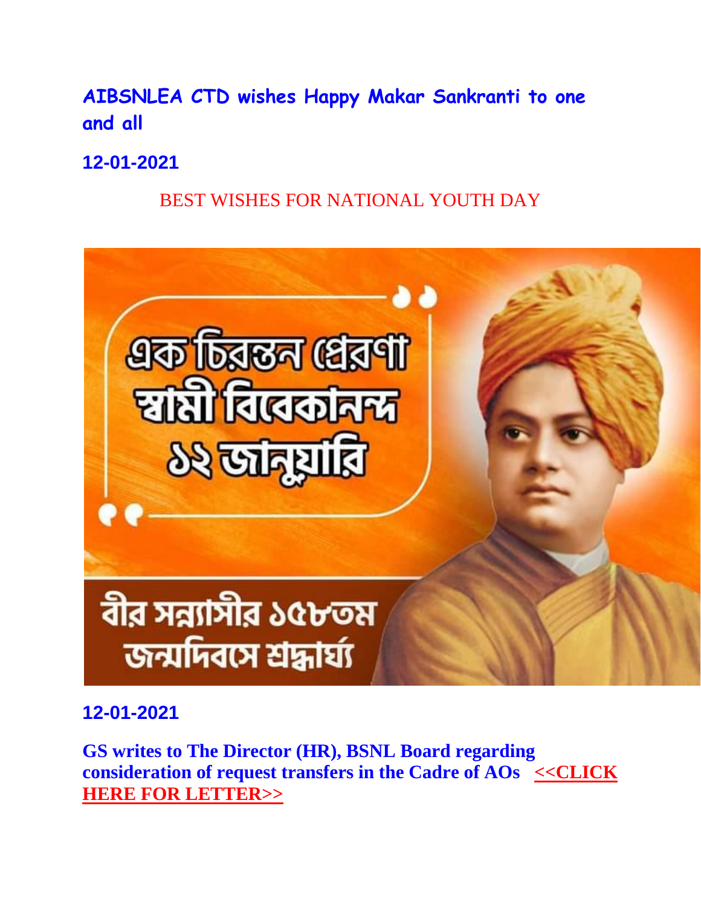**AIBSNLEA CTD wishes Happy Makar Sankranti to one and all**

**12-01-2021**

BEST WISHES FOR NATIONAL YOUTH DAY

এক চিরন্তন প্রেরণা
স্বামী বিবেকানন্দ
১২ জানুয়ারি

বীর সন্ন্যাসীর ১৫৮তম
জন্মদিবসে শ্রদ্ধার্ঘ্য

**12-01-2021**

**GS writes to The Director (HR), BSNL Board regarding consideration of request transfers in the Cadre of AOs** **<<CLICK HERE FOR LETTER>>**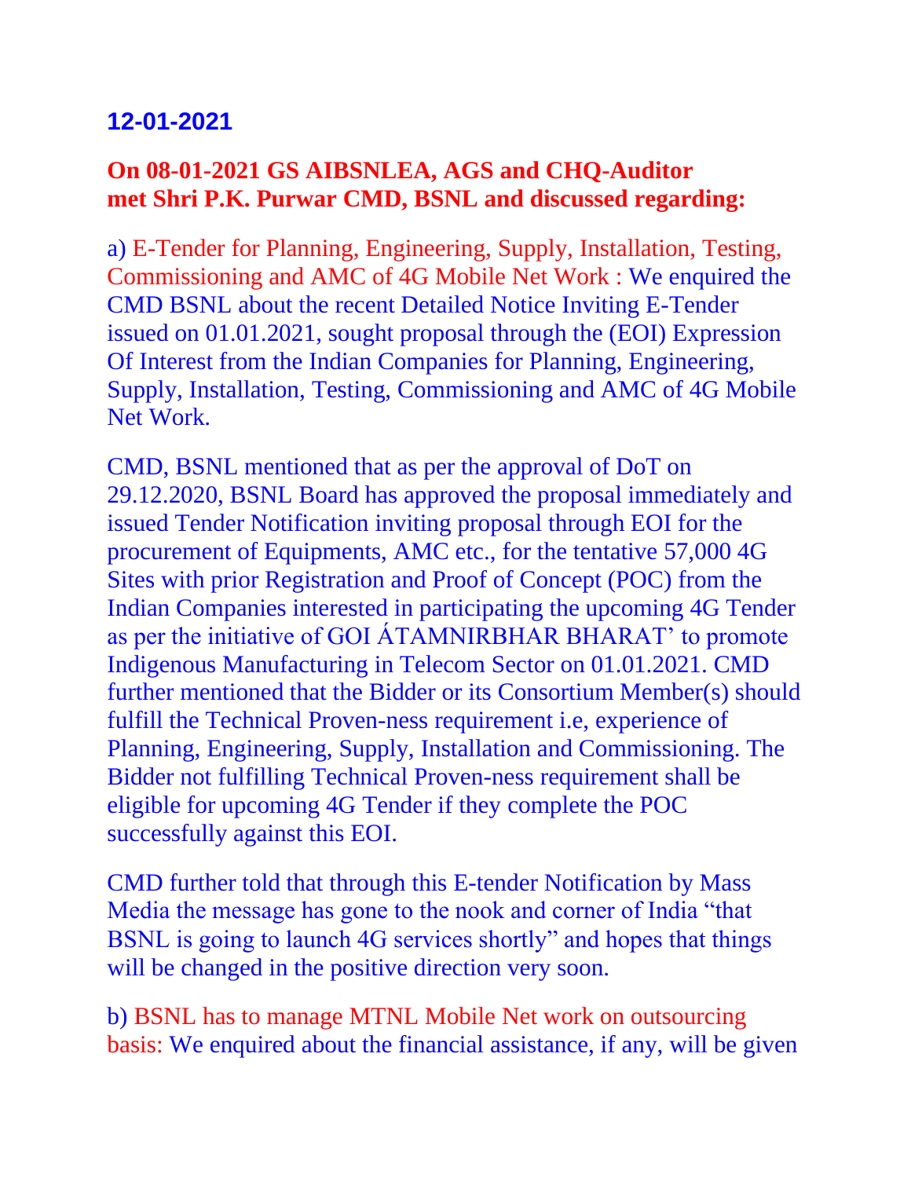## 12-01-2021

**On 08-01-2021 GS AIBSNLEA, AGS and CHQ-Auditor met Shri P.K. Purwar CMD, BSNL and discussed regarding:**

a) E-Tender for Planning, Engineering, Supply, Installation, Testing, Commissioning and AMC of 4G Mobile Net Work : We enquired the CMD BSNL about the recent Detailed Notice Inviting E-Tender issued on 01.01.2021, sought proposal through the (EOI) Expression Of Interest from the Indian Companies for Planning, Engineering, Supply, Installation, Testing, Commissioning and AMC of 4G Mobile Net Work.

CMD, BSNL mentioned that as per the approval of DoT on 29.12.2020, BSNL Board has approved the proposal immediately and issued Tender Notification inviting proposal through EOI for the procurement of Equipments, AMC etc., for the tentative 57,000 4G Sites with prior Registration and Proof of Concept (POC) from the Indian Companies interested in participating the upcoming 4G Tender as per the initiative of GOI ÁTAMNIRBHAR BHARAT' to promote Indigenous Manufacturing in Telecom Sector on 01.01.2021. CMD further mentioned that the Bidder or its Consortium Member(s) should fulfill the Technical Proven-ness requirement i.e, experience of Planning, Engineering, Supply, Installation and Commissioning. The Bidder not fulfilling Technical Proven-ness requirement shall be eligible for upcoming 4G Tender if they complete the POC successfully against this EOI.

CMD further told that through this E-tender Notification by Mass Media the message has gone to the nook and corner of India "that BSNL is going to launch 4G services shortly" and hopes that things will be changed in the positive direction very soon.

b) BSNL has to manage MTNL Mobile Net work on outsourcing basis: We enquired about the financial assistance, if any, will be given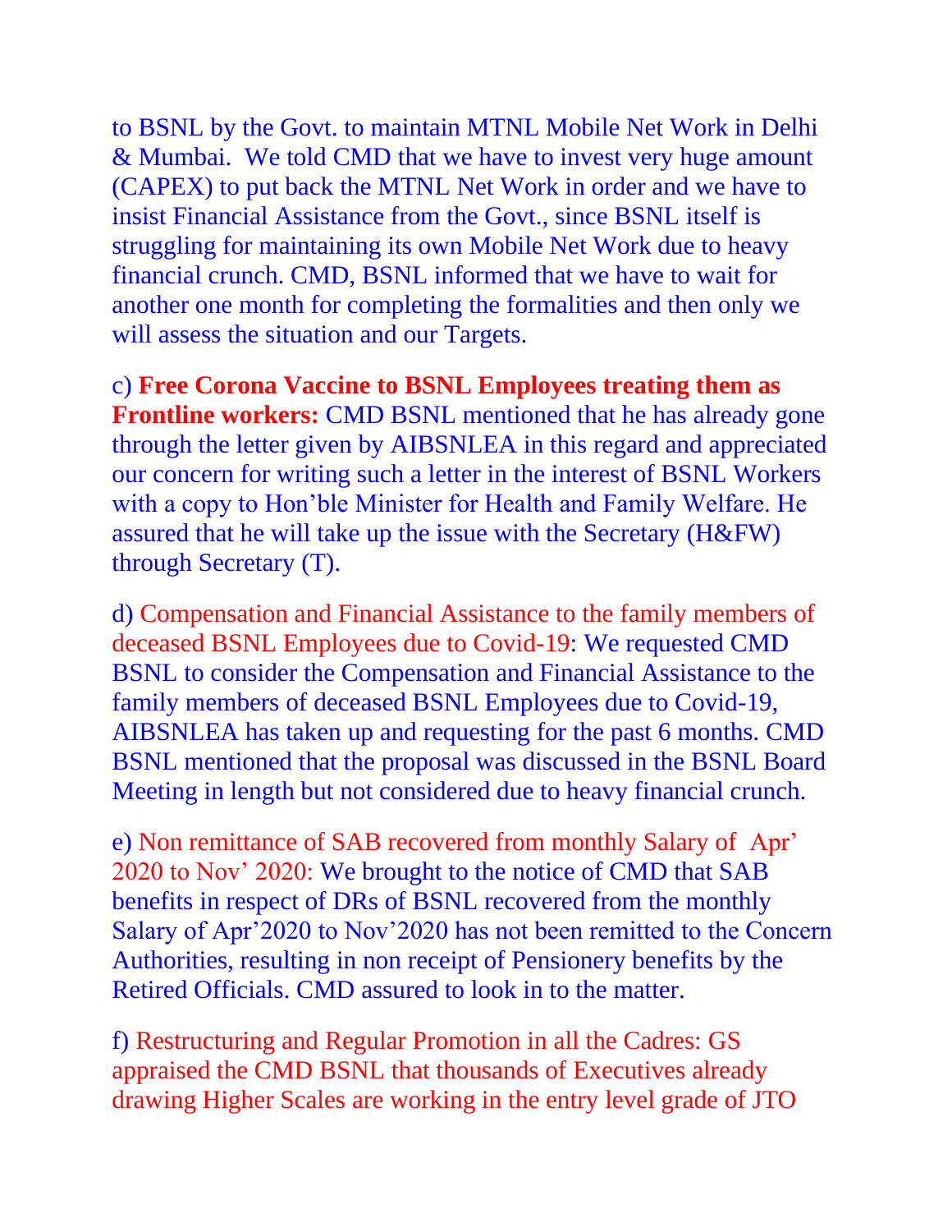to BSNL by the Govt. to maintain MTNL Mobile Net Work in Delhi & Mumbai. We told CMD that we have to invest very huge amount (CAPEX) to put back the MTNL Net Work in order and we have to insist Financial Assistance from the Govt., since BSNL itself is struggling for maintaining its own Mobile Net Work due to heavy financial crunch. CMD, BSNL informed that we have to wait for another one month for completing the formalities and then only we will assess the situation and our Targets.

c) **Free Corona Vaccine to BSNL Employees treating them as Frontline workers:** CMD BSNL mentioned that he has already gone through the letter given by AIBSNLEA in this regard and appreciated our concern for writing such a letter in the interest of BSNL Workers with a copy to Hon'ble Minister for Health and Family Welfare. He assured that he will take up the issue with the Secretary (H&FW) through Secretary (T).

d) Compensation and Financial Assistance to the family members of deceased BSNL Employees due to Covid-19: We requested CMD BSNL to consider the Compensation and Financial Assistance to the family members of deceased BSNL Employees due to Covid-19, AIBSNLEA has taken up and requesting for the past 6 months. CMD BSNL mentioned that the proposal was discussed in the BSNL Board Meeting in length but not considered due to heavy financial crunch.

e) Non remittance of SAB recovered from monthly Salary of Apr' 2020 to Nov' 2020: We brought to the notice of CMD that SAB benefits in respect of DRs of BSNL recovered from the monthly Salary of Apr'2020 to Nov'2020 has not been remitted to the Concern Authorities, resulting in non receipt of Pensionery benefits by the Retired Officials. CMD assured to look in to the matter.

f) Restructuring and Regular Promotion in all the Cadres: GS appraised the CMD BSNL that thousands of Executives already drawing Higher Scales are working in the entry level grade of JTO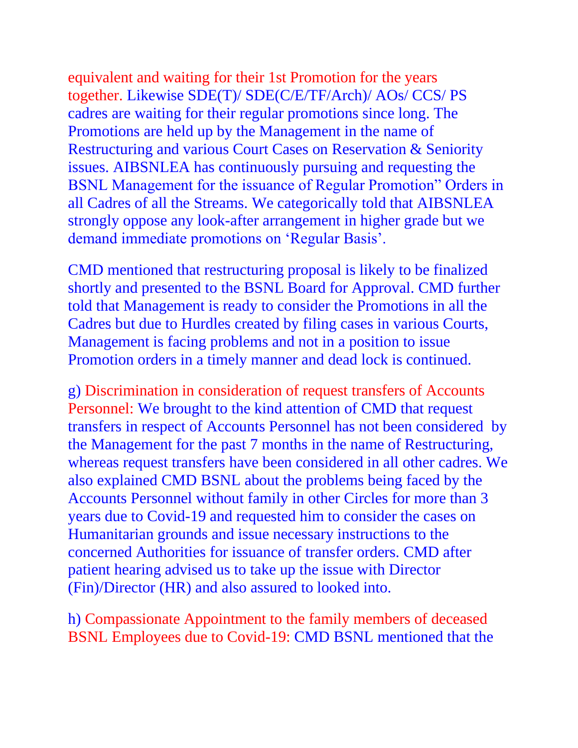equivalent and waiting for their 1st Promotion for the years together. Likewise SDE(T)/ SDE(C/E/TF/Arch)/ AOs/ CCS/ PS cadres are waiting for their regular promotions since long. The Promotions are held up by the Management in the name of Restructuring and various Court Cases on Reservation & Seniority issues. AIBSNLEA has continuously pursuing and requesting the BSNL Management for the issuance of Regular Promotion" Orders in all Cadres of all the Streams. We categorically told that AIBSNLEA strongly oppose any look-after arrangement in higher grade but we demand immediate promotions on 'Regular Basis'.

CMD mentioned that restructuring proposal is likely to be finalized shortly and presented to the BSNL Board for Approval. CMD further told that Management is ready to consider the Promotions in all the Cadres but due to Hurdles created by filing cases in various Courts, Management is facing problems and not in a position to issue Promotion orders in a timely manner and dead lock is continued.

g) Discrimination in consideration of request transfers of Accounts Personnel: We brought to the kind attention of CMD that request transfers in respect of Accounts Personnel has not been considered by the Management for the past 7 months in the name of Restructuring, whereas request transfers have been considered in all other cadres. We also explained CMD BSNL about the problems being faced by the Accounts Personnel without family in other Circles for more than 3 years due to Covid-19 and requested him to consider the cases on Humanitarian grounds and issue necessary instructions to the concerned Authorities for issuance of transfer orders. CMD after patient hearing advised us to take up the issue with Director (Fin)/Director (HR) and also assured to looked into.

h) Compassionate Appointment to the family members of deceased BSNL Employees due to Covid-19: CMD BSNL mentioned that the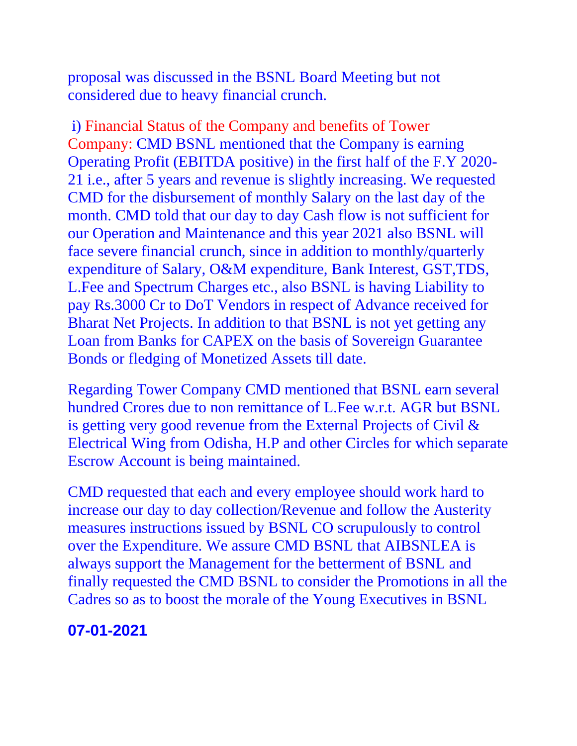proposal was discussed in the BSNL Board Meeting but not considered due to heavy financial crunch.

i) Financial Status of the Company and benefits of Tower Company: CMD BSNL mentioned that the Company is earning Operating Profit (EBITDA positive) in the first half of the F.Y 2020-21 i.e., after 5 years and revenue is slightly increasing. We requested CMD for the disbursement of monthly Salary on the last day of the month. CMD told that our day to day Cash flow is not sufficient for our Operation and Maintenance and this year 2021 also BSNL will face severe financial crunch, since in addition to monthly/quarterly expenditure of Salary, O&M expenditure, Bank Interest, GST,TDS, L.Fee and Spectrum Charges etc., also BSNL is having Liability to pay Rs.3000 Cr to DoT Vendors in respect of Advance received for Bharat Net Projects. In addition to that BSNL is not yet getting any Loan from Banks for CAPEX on the basis of Sovereign Guarantee Bonds or fledging of Monetized Assets till date.

Regarding Tower Company CMD mentioned that BSNL earn several hundred Crores due to non remittance of L.Fee w.r.t. AGR but BSNL is getting very good revenue from the External Projects of Civil & Electrical Wing from Odisha, H.P and other Circles for which separate Escrow Account is being maintained.

CMD requested that each and every employee should work hard to increase our day to day collection/Revenue and follow the Austerity measures instructions issued by BSNL CO scrupulously to control over the Expenditure. We assure CMD BSNL that AIBSNLEA is always support the Management for the betterment of BSNL and finally requested the CMD BSNL to consider the Promotions in all the Cadres so as to boost the morale of the Young Executives in BSNL

**07-01-2021**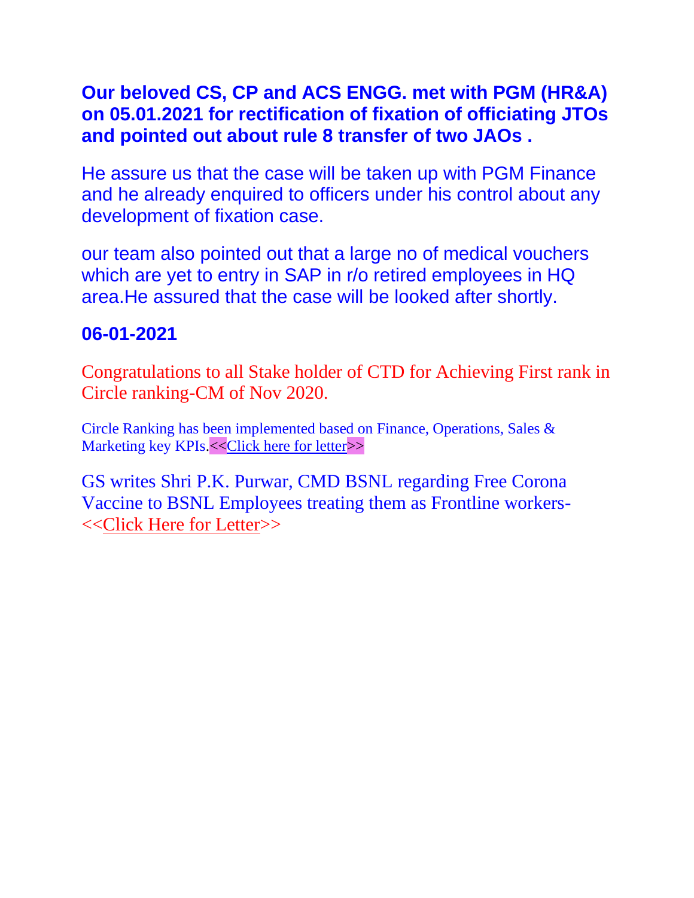**Our beloved CS, CP and ACS ENGG. met with PGM (HR&A) on 05.01.2021 for rectification of fixation of officiating JTOs and pointed out about rule 8 transfer of two JAOs .**

He assure us that the case will be taken up with PGM Finance and he already enquired to officers under his control about any development of fixation case.

our team also pointed out that a large no of medical vouchers which are yet to entry in SAP in r/o retired employees in HQ area.He assured that the case will be looked after shortly.

**06-01-2021**

Congratulations to all Stake holder of CTD for Achieving First rank in Circle ranking-CM of Nov 2020.

Circle Ranking has been implemented based on Finance, Operations, Sales & Marketing key KPIs.<<Click here for letter>>

GS writes Shri P.K. Purwar, CMD BSNL regarding Free Corona Vaccine to BSNL Employees treating them as Frontline workers- <<Click Here for Letter>>